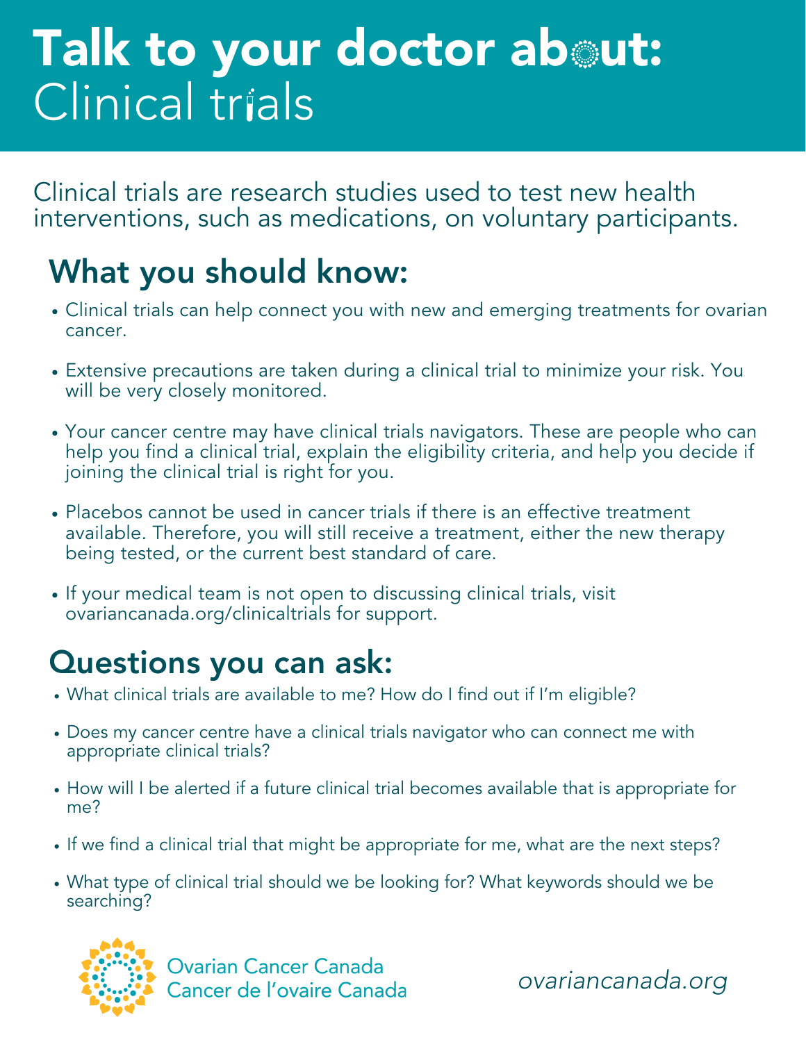# Talk to your doctor about: Clinical trials

Clinical trials are research studies used to test new health interventions, such as medications, on voluntary participants.

## What you should know:

- Clinical trials can help connect you with new and emerging treatments for ovarian cancer.
- Extensive precautions are taken during a clinical trial to minimize your risk. You will be very closely monitored.
- Your cancer centre may have clinical trials navigators. These are people who can help you find a clinical trial, explain the eligibility criteria, and help you decide if joining the clinical trial is right for you.
- Placebos cannot be used in cancer trials if there is an effective treatment available. Therefore, you will still receive a treatment, either the new therapy being tested, or the current best standard of care.
- If your medical team is not open to discussing clinical trials, visit ovariancanada.org/clinicaltrials for support.

## Questions you can ask:

- What clinical trials are available to me? How do I find out if I'm eligible?
- Does my cancer centre have a clinical trials navigator who can connect me with appropriate clinical trials?
- How will I be alerted if a future clinical trial becomes available that is appropriate for me?
- If we find a clinical trial that might be appropriate for me, what are the next steps?
- What type of clinical trial should we be looking for? What keywords should we be searching?

Ovarian Cancer Canada
Cancer de l'ovaire Canada

*ovariancanada.org*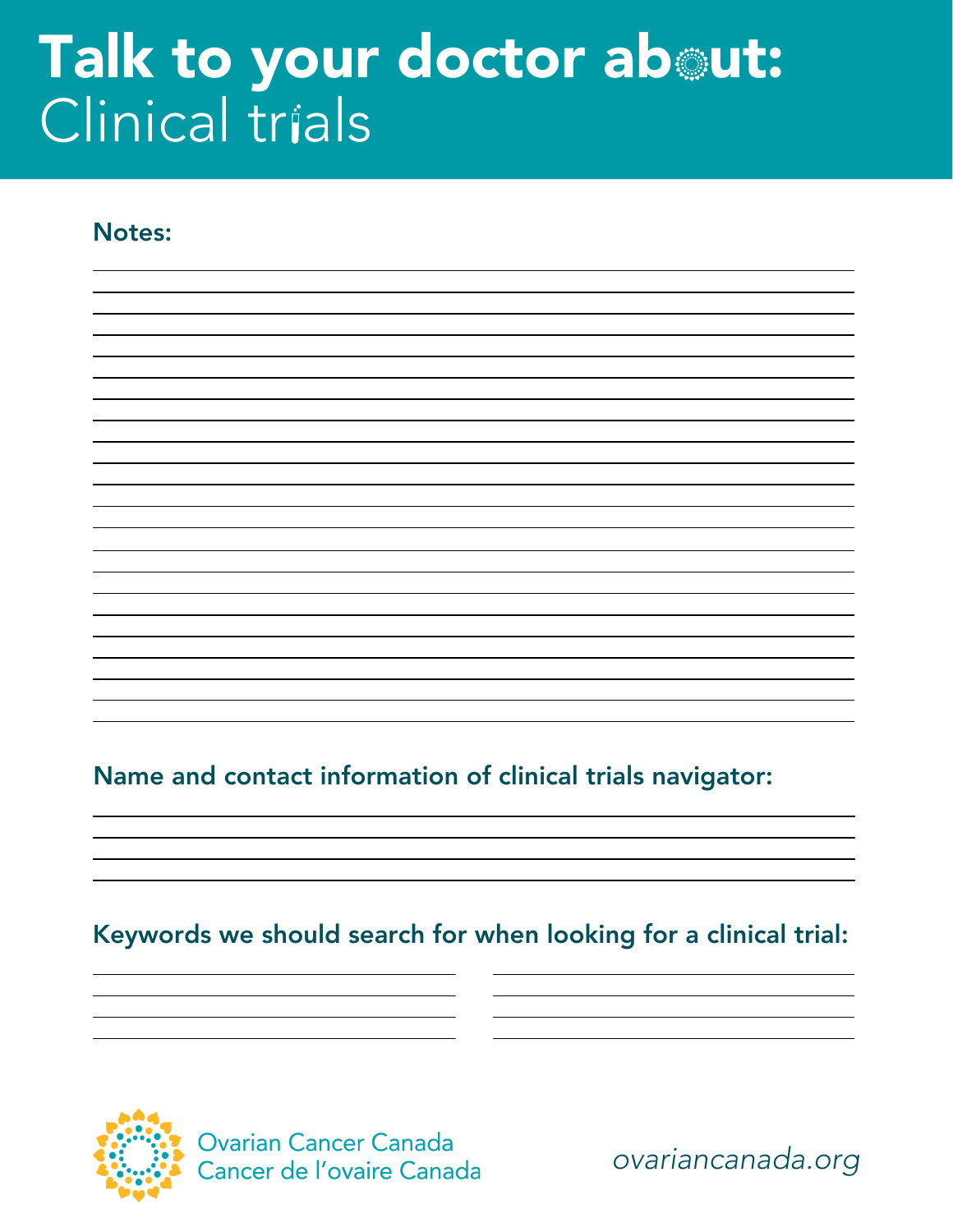# Talk to your doctor about:
## Clinical trials

**Notes:**

**Name and contact information of clinical trials navigator:**

**Keywords we should search for when looking for a clinical trial:**

Ovarian Cancer Canada
Cancer de l'ovaire Canada

*ovariancanada.org*